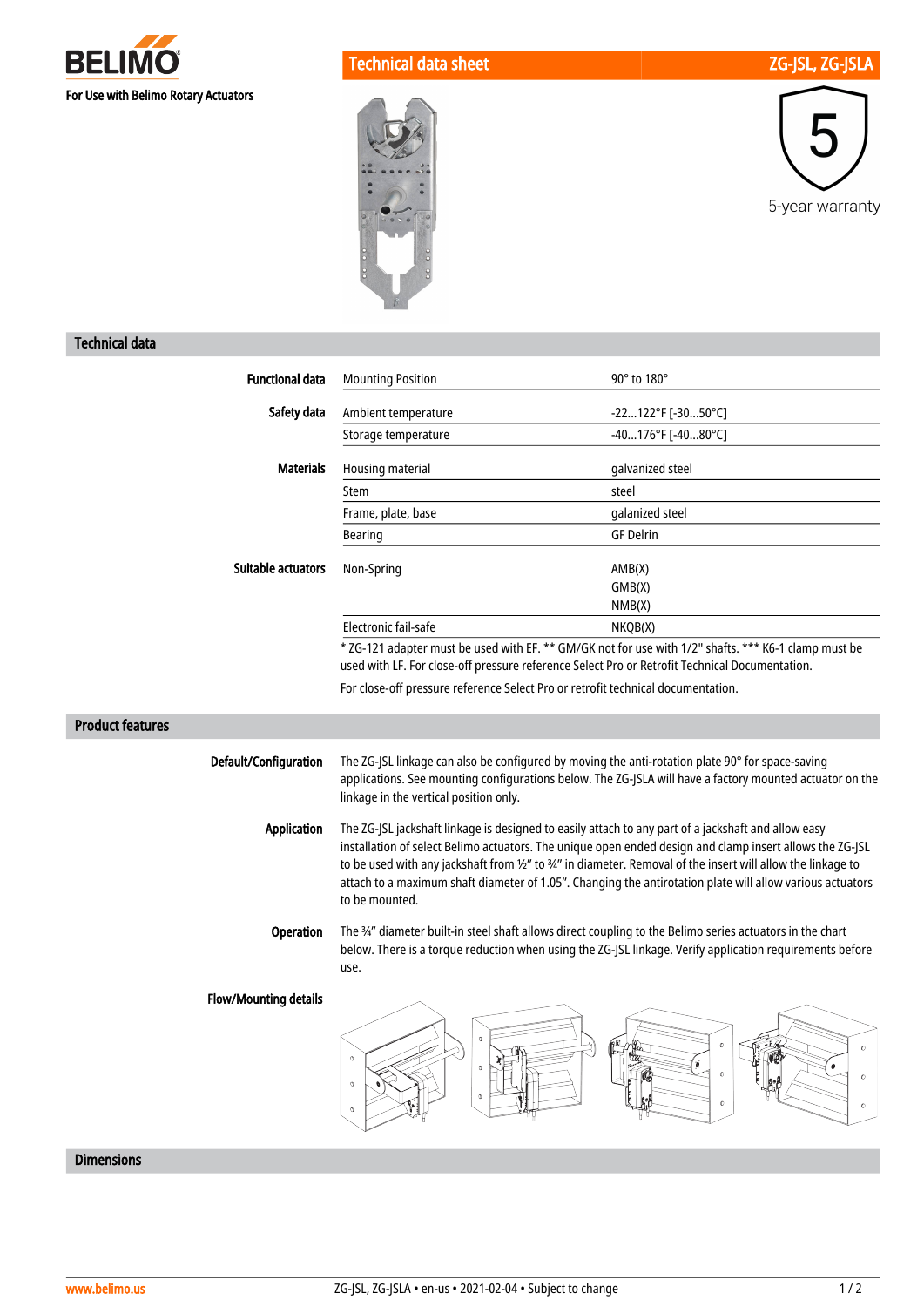# BELIMO

For Use with Belimo Rotary Actuators

## Technical data sheet — ZG-JSL, ZG-JSLA

5-year warranty

## Technical data

| | | |
|---|---|---|
| **Functional data** | Mounting Position | 90° to 180° |
| **Safety data** | Ambient temperature | -22...122°F [-30...50°C] |
| | Storage temperature | -40...176°F [-40...80°C] |
| **Materials** | Housing material | galvanized steel |
| | Stem | steel |
| | Frame, plate, base | galanized steel |
| | Bearing | GF Delrin |
| **Suitable actuators** | Non-Spring | AMB(X)<br>GMB(X)<br>NMB(X) |
| | Electronic fail-safe | NKQB(X) |

* ZG-121 adapter must be used with EF. ** GM/GK not for use with 1/2" shafts. *** K6-1 clamp must be used with LF. For close-off pressure reference Select Pro or Retrofit Technical Documentation.

For close-off pressure reference Select Pro or retrofit technical documentation.

## Product features

**Default/Configuration**

The ZG-JSL linkage can also be configured by moving the anti-rotation plate 90° for space-saving applications. See mounting configurations below. The ZG-JSLA will have a factory mounted actuator on the linkage in the vertical position only.

**Application**

The ZG-JSL jackshaft linkage is designed to easily attach to any part of a jackshaft and allow easy installation of select Belimo actuators. The unique open ended design and clamp insert allows the ZG-JSL to be used with any jackshaft from ½" to ¾" in diameter. Removal of the insert will allow the linkage to attach to a maximum shaft diameter of 1.05". Changing the antirotation plate will allow various actuators to be mounted.

**Operation**

The ¾" diameter built-in steel shaft allows direct coupling to the Belimo series actuators in the chart below. There is a torque reduction when using the ZG-JSL linkage. Verify application requirements before use.

**Flow/Mounting details**

## Dimensions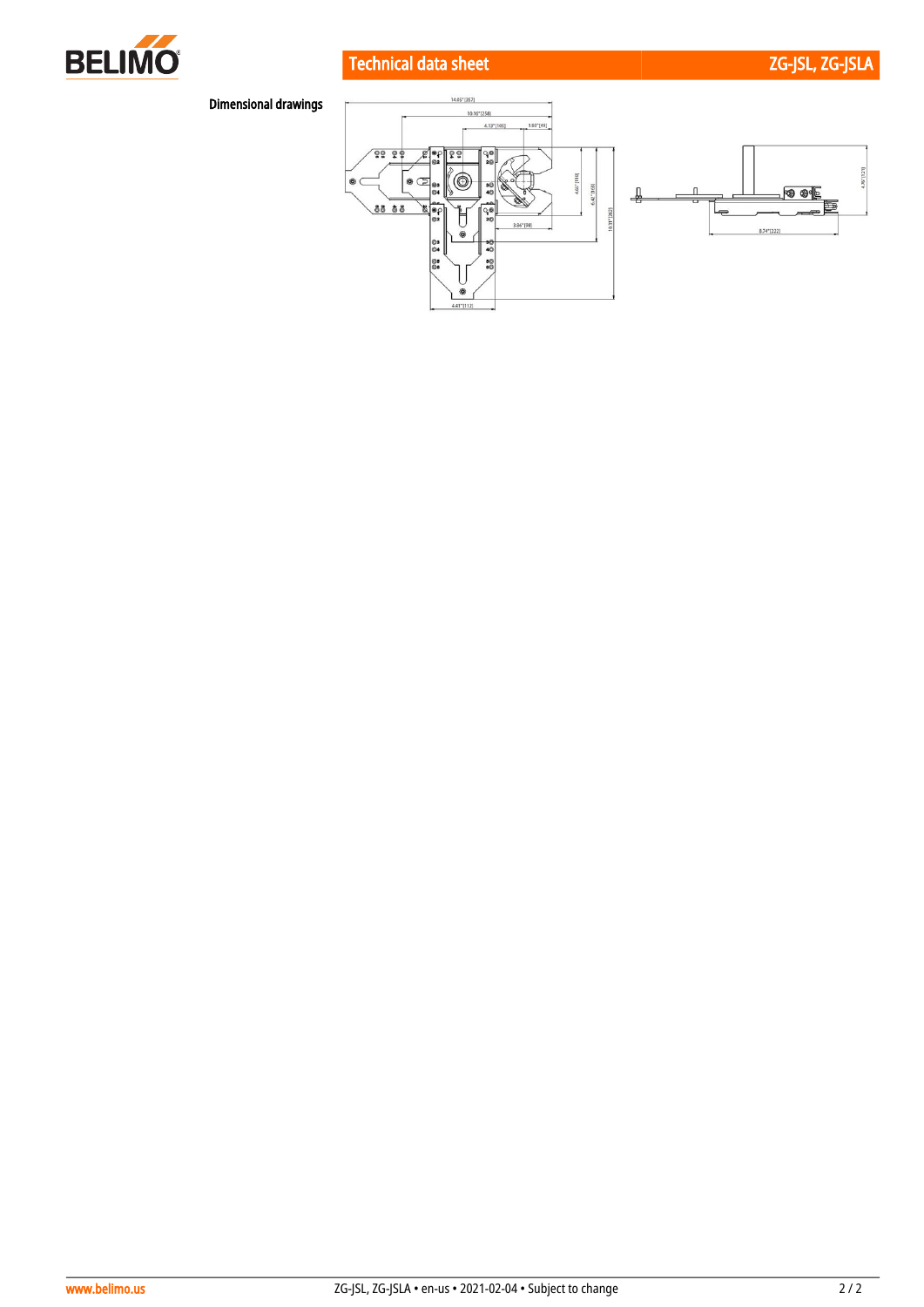## Dimensional drawings

14.65" [357]

10.16" [258]

4.13" [105]

1.93" [49]

4.61" [119]

6.42" [163]

10.31" [262]

3.86" [98]

4.41" [112]

4.76" [121]

8.74" [222]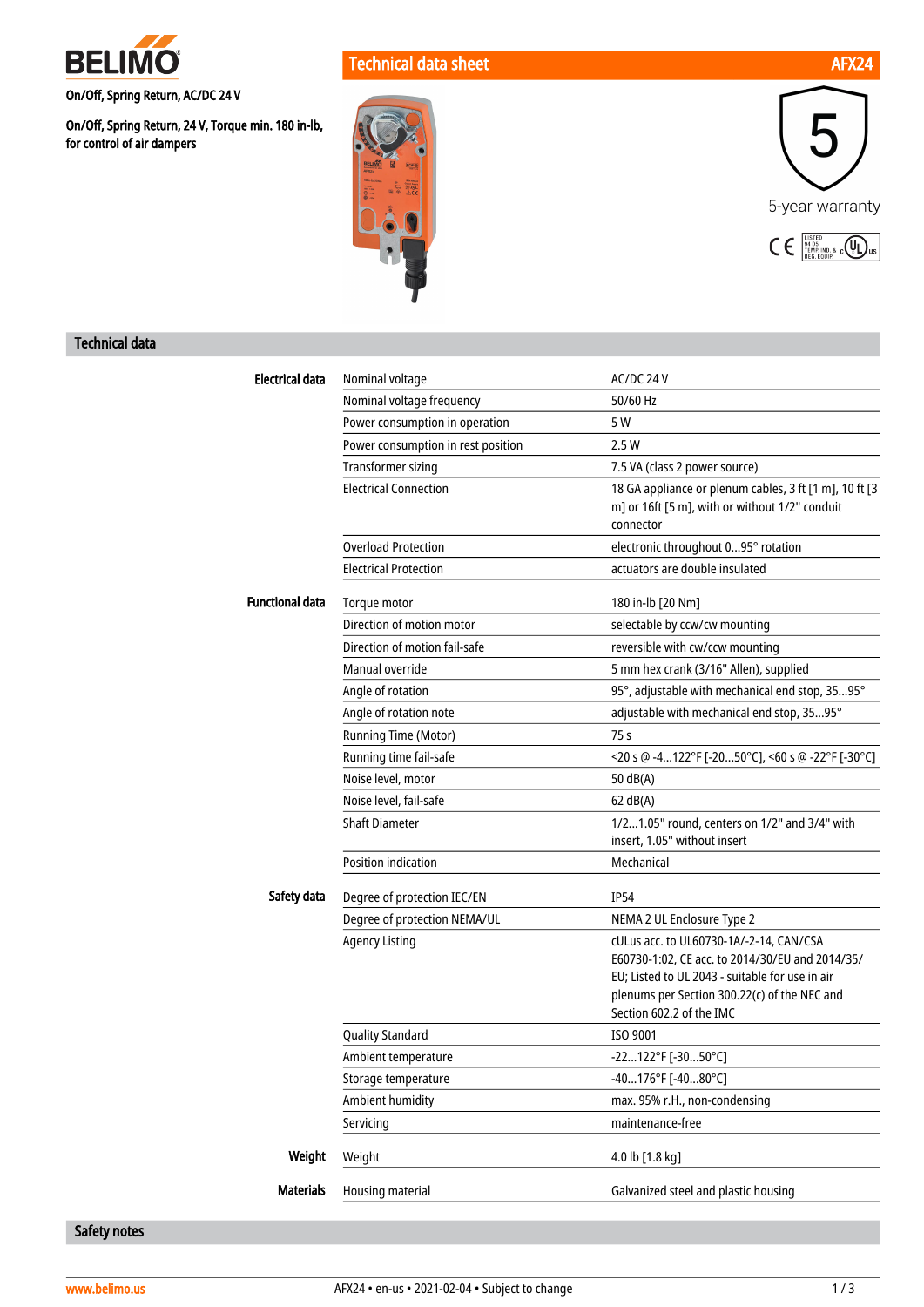BELIMO

On/Off, Spring Return, AC/DC 24 V

On/Off, Spring Return, 24 V, Torque min. 180 in-lb, for control of air dampers

# Technical data sheet AFX24

5-year warranty

## Technical data

| | | |
|---|---|---|
| **Electrical data** | Nominal voltage | AC/DC 24 V |
| | Nominal voltage frequency | 50/60 Hz |
| | Power consumption in operation | 5 W |
| | Power consumption in rest position | 2.5 W |
| | Transformer sizing | 7.5 VA (class 2 power source) |
| | Electrical Connection | 18 GA appliance or plenum cables, 3 ft [1 m], 10 ft [3 m] or 16ft [5 m], with or without 1/2" conduit connector |
| | Overload Protection | electronic throughout 0...95° rotation |
| | Electrical Protection | actuators are double insulated |
| **Functional data** | Torque motor | 180 in-lb [20 Nm] |
| | Direction of motion motor | selectable by ccw/cw mounting |
| | Direction of motion fail-safe | reversible with cw/ccw mounting |
| | Manual override | 5 mm hex crank (3/16" Allen), supplied |
| | Angle of rotation | 95°, adjustable with mechanical end stop, 35...95° |
| | Angle of rotation note | adjustable with mechanical end stop, 35...95° |
| | Running Time (Motor) | 75 s |
| | Running time fail-safe | <20 s @ -4...122°F [-20...50°C], <60 s @ -22°F [-30°C] |
| | Noise level, motor | 50 dB(A) |
| | Noise level, fail-safe | 62 dB(A) |
| | Shaft Diameter | 1/2...1.05" round, centers on 1/2" and 3/4" with insert, 1.05" without insert |
| | Position indication | Mechanical |
| **Safety data** | Degree of protection IEC/EN | IP54 |
| | Degree of protection NEMA/UL | NEMA 2 UL Enclosure Type 2 |
| | Agency Listing | cULus acc. to UL60730-1A/-2-14, CAN/CSA E60730-1:02, CE acc. to 2014/30/EU and 2014/35/EU; Listed to UL 2043 - suitable for use in air plenums per Section 300.22(c) of the NEC and Section 602.2 of the IMC |
| | Quality Standard | ISO 9001 |
| | Ambient temperature | -22...122°F [-30...50°C] |
| | Storage temperature | -40...176°F [-40...80°C] |
| | Ambient humidity | max. 95% r.H., non-condensing |
| | Servicing | maintenance-free |
| **Weight** | Weight | 4.0 lb [1.8 kg] |
| **Materials** | Housing material | Galvanized steel and plastic housing |

## Safety notes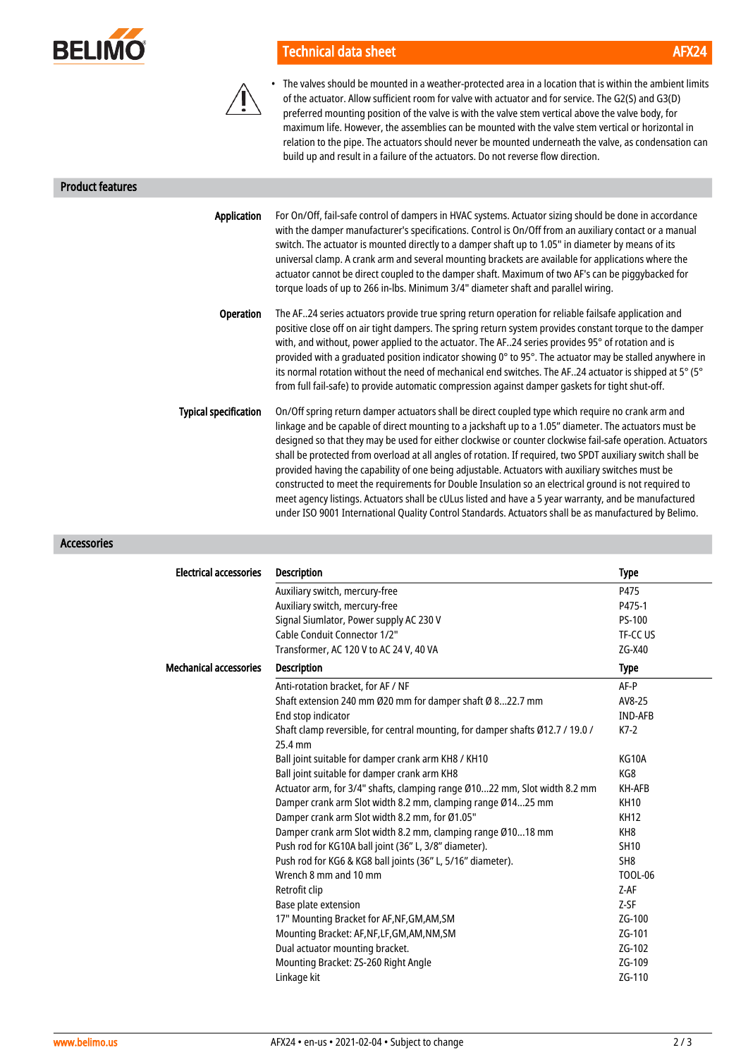- The valves should be mounted in a weather-protected area in a location that is within the ambient limits of the actuator. Allow sufficient room for valve with actuator and for service. The G2(S) and G3(D) preferred mounting position of the valve is with the valve stem vertical above the valve body, for maximum life. However, the assemblies can be mounted with the valve stem vertical or horizontal in relation to the pipe. The actuators should never be mounted underneath the valve, as condensation can build up and result in a failure of the actuators. Do not reverse flow direction.

## Product features

**Application**

For On/Off, fail-safe control of dampers in HVAC systems. Actuator sizing should be done in accordance with the damper manufacturer's specifications. Control is On/Off from an auxiliary contact or a manual switch. The actuator is mounted directly to a damper shaft up to 1.05" in diameter by means of its universal clamp. A crank arm and several mounting brackets are available for applications where the actuator cannot be direct coupled to the damper shaft. Maximum of two AF's can be piggybacked for torque loads of up to 266 in-lbs. Minimum 3/4" diameter shaft and parallel wiring.

**Operation**

The AF..24 series actuators provide true spring return operation for reliable failsafe application and positive close off on air tight dampers. The spring return system provides constant torque to the damper with, and without, power applied to the actuator. The AF..24 series provides 95° of rotation and is provided with a graduated position indicator showing 0° to 95°. The actuator may be stalled anywhere in its normal rotation without the need of mechanical end switches. The AF..24 actuator is shipped at 5° (5° from full fail-safe) to provide automatic compression against damper gaskets for tight shut-off.

**Typical specification**

On/Off spring return damper actuators shall be direct coupled type which require no crank arm and linkage and be capable of direct mounting to a jackshaft up to a 1.05" diameter. The actuators must be designed so that they may be used for either clockwise or counter clockwise fail-safe operation. Actuators shall be protected from overload at all angles of rotation. If required, two SPDT auxiliary switch shall be provided having the capability of one being adjustable. Actuators with auxiliary switches must be constructed to meet the requirements for Double Insulation so an electrical ground is not required to meet agency listings. Actuators shall be cULus listed and have a 5 year warranty, and be manufactured under ISO 9001 International Quality Control Standards. Actuators shall be as manufactured by Belimo.

## Accessories

**Electrical accessories**

| Description | Type |
|---|---|
| Auxiliary switch, mercury-free | P475 |
| Auxiliary switch, mercury-free | P475-1 |
| Signal Siumlator, Power supply AC 230 V | PS-100 |
| Cable Conduit Connector 1/2" | TF-CC US |
| Transformer, AC 120 V to AC 24 V, 40 VA | ZG-X40 |

**Mechanical accessories**

| Description | Type |
|---|---|
| Anti-rotation bracket, for AF / NF | AF-P |
| Shaft extension 240 mm Ø20 mm for damper shaft Ø 8...22.7 mm | AV8-25 |
| End stop indicator | IND-AFB |
| Shaft clamp reversible, for central mounting, for damper shafts Ø12.7 / 19.0 / 25.4 mm | K7-2 |
| Ball joint suitable for damper crank arm KH8 / KH10 | KG10A |
| Ball joint suitable for damper crank arm KH8 | KG8 |
| Actuator arm, for 3/4" shafts, clamping range Ø10...22 mm, Slot width 8.2 mm | KH-AFB |
| Damper crank arm Slot width 8.2 mm, clamping range Ø14...25 mm | KH10 |
| Damper crank arm Slot width 8.2 mm, for Ø1.05" | KH12 |
| Damper crank arm Slot width 8.2 mm, clamping range Ø10...18 mm | KH8 |
| Push rod for KG10A ball joint (36" L, 3/8" diameter). | SH10 |
| Push rod for KG6 & KG8 ball joints (36" L, 5/16" diameter). | SH8 |
| Wrench 8 mm and 10 mm | TOOL-06 |
| Retrofit clip | Z-AF |
| Base plate extension | Z-SF |
| 17" Mounting Bracket for AF,NF,GM,AM,SM | ZG-100 |
| Mounting Bracket: AF,NF,LF,GM,AM,NM,SM | ZG-101 |
| Dual actuator mounting bracket. | ZG-102 |
| Mounting Bracket: ZS-260 Right Angle | ZG-109 |
| Linkage kit | ZG-110 |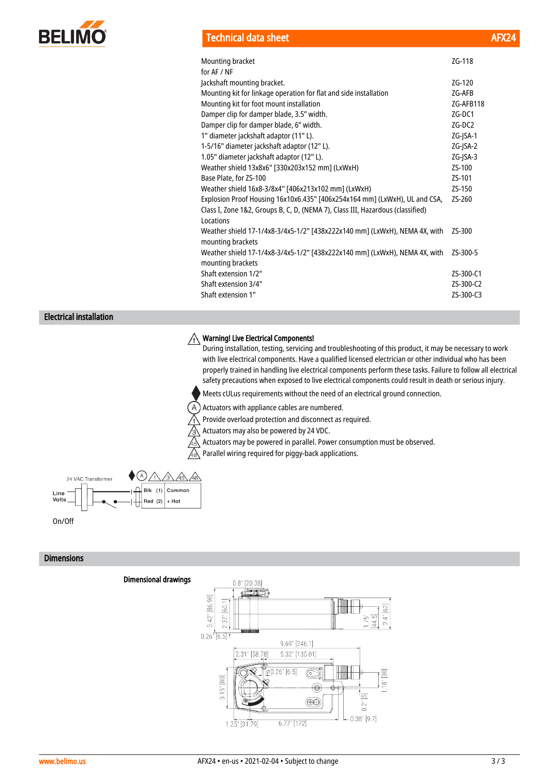| | |
|---|---|
| Mounting bracket for AF / NF | ZG-118 |
| Jackshaft mounting bracket. | ZG-120 |
| Mounting kit for linkage operation for flat and side installation | ZG-AFB |
| Mounting kit for foot mount installation | ZG-AFB118 |
| Damper clip for damper blade, 3.5" width. | ZG-DC1 |
| Damper clip for damper blade, 6" width. | ZG-DC2 |
| 1" diameter jackshaft adaptor (11" L). | ZG-JSA-1 |
| 1-5/16" diameter jackshaft adaptor (12" L). | ZG-JSA-2 |
| 1.05" diameter jackshaft adaptor (12" L). | ZG-JSA-3 |
| Weather shield 13x8x6" [330x203x152 mm] (LxWxH) | ZS-100 |
| Base Plate, for ZS-100 | ZS-101 |
| Weather shield 16x8-3/8x4" [406x213x102 mm] (LxWxH) | ZS-150 |
| Explosion Proof Housing 16x10x6.435" [406x254x164 mm] (LxWxH), UL and CSA, Class I, Zone 1&2, Groups B, C, D, (NEMA 7), Class III, Hazardous (classified) Locations | ZS-260 |
| Weather shield 17-1/4x8-3/4x5-1/2" [438x222x140 mm] (LxWxH), NEMA 4X, with mounting brackets | ZS-300 |
| Weather shield 17-1/4x8-3/4x5-1/2" [438x222x140 mm] (LxWxH), NEMA 4X, with mounting brackets | ZS-300-5 |
| Shaft extension 1/2" | ZS-300-C1 |
| Shaft extension 3/4" | ZS-300-C2 |
| Shaft extension 1" | ZS-300-C3 |

## Electrical installation

**Warning! Live Electrical Components!**
During installation, testing, servicing and troubleshooting of this product, it may be necessary to work with live electrical components. Have a qualified licensed electrician or other individual who has been properly trained in handling live electrical components perform these tasks. Failure to follow all electrical safety precautions when exposed to live electrical components could result in death or serious injury.

- Meets cULus requirements without the need of an electrical ground connection.
- (A) Actuators with appliance cables are numbered.
- (1) Provide overload protection and disconnect as required.
- (3) Actuators may also be powered by 24 VDC.
- (45) Actuators may be powered in parallel. Power consumption must be observed.
- (48) Parallel wiring required for piggy-back applications.

24 VAC Transformer

Line Volts

Blk (1) Common

Red (2) + Hot

On/Off

## Dimensions

### Dimensional drawings

0.8" [20.38]
3.42" [86.98]
2.37" [60.1]
1.75" [44.5]
2.4" [62]
0.26" [6.5]
9.69" [246.1]
2.31" [58.78]
5.32" [135.01]
⌀0.26" [6.5]
3.15" [80]
1.18" [30]
0.2" [5]
1.25" [31.79]
6.77" [172]
0.38" [9.7]